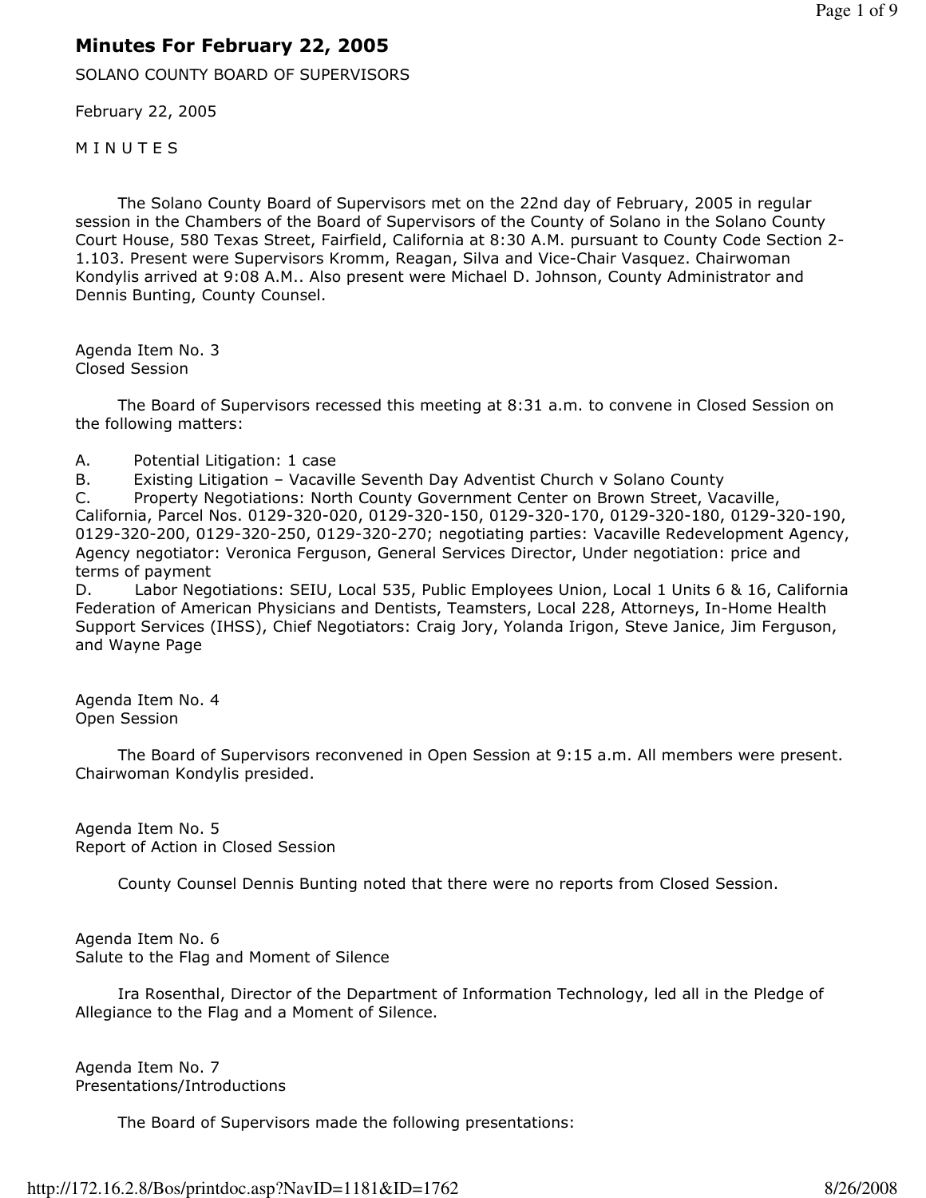# Minutes For February 22, 2005

SOLANO COUNTY BOARD OF SUPERVISORS

February 22, 2005

M I N U T E S

The Solano County Board of Supervisors met on the 22nd day of February, 2005 in regular session in the Chambers of the Board of Supervisors of the County of Solano in the Solano County Court House, 580 Texas Street, Fairfield, California at 8:30 A.M. pursuant to County Code Section 2-1.103. Present were Supervisors Kromm, Reagan, Silva and Vice-Chair Vasquez. Chairwoman Kondylis arrived at 9:08 A.M.. Also present were Michael D. Johnson, County Administrator and Dennis Bunting, County Counsel.

Agenda Item No. 3
Closed Session

The Board of Supervisors recessed this meeting at 8:31 a.m. to convene in Closed Session on the following matters:

A. Potential Litigation: 1 case
B. Existing Litigation – Vacaville Seventh Day Adventist Church v Solano County
C. Property Negotiations: North County Government Center on Brown Street, Vacaville, California, Parcel Nos. 0129-320-020, 0129-320-150, 0129-320-170, 0129-320-180, 0129-320-190, 0129-320-200, 0129-320-250, 0129-320-270; negotiating parties: Vacaville Redevelopment Agency, Agency negotiator: Veronica Ferguson, General Services Director, Under negotiation: price and terms of payment
D. Labor Negotiations: SEIU, Local 535, Public Employees Union, Local 1 Units 6 & 16, California Federation of American Physicians and Dentists, Teamsters, Local 228, Attorneys, In-Home Health Support Services (IHSS), Chief Negotiators: Craig Jory, Yolanda Irigon, Steve Janice, Jim Ferguson, and Wayne Page

Agenda Item No. 4
Open Session

The Board of Supervisors reconvened in Open Session at 9:15 a.m. All members were present. Chairwoman Kondylis presided.

Agenda Item No. 5
Report of Action in Closed Session

County Counsel Dennis Bunting noted that there were no reports from Closed Session.

Agenda Item No. 6
Salute to the Flag and Moment of Silence

Ira Rosenthal, Director of the Department of Information Technology, led all in the Pledge of Allegiance to the Flag and a Moment of Silence.

Agenda Item No. 7
Presentations/Introductions

The Board of Supervisors made the following presentations: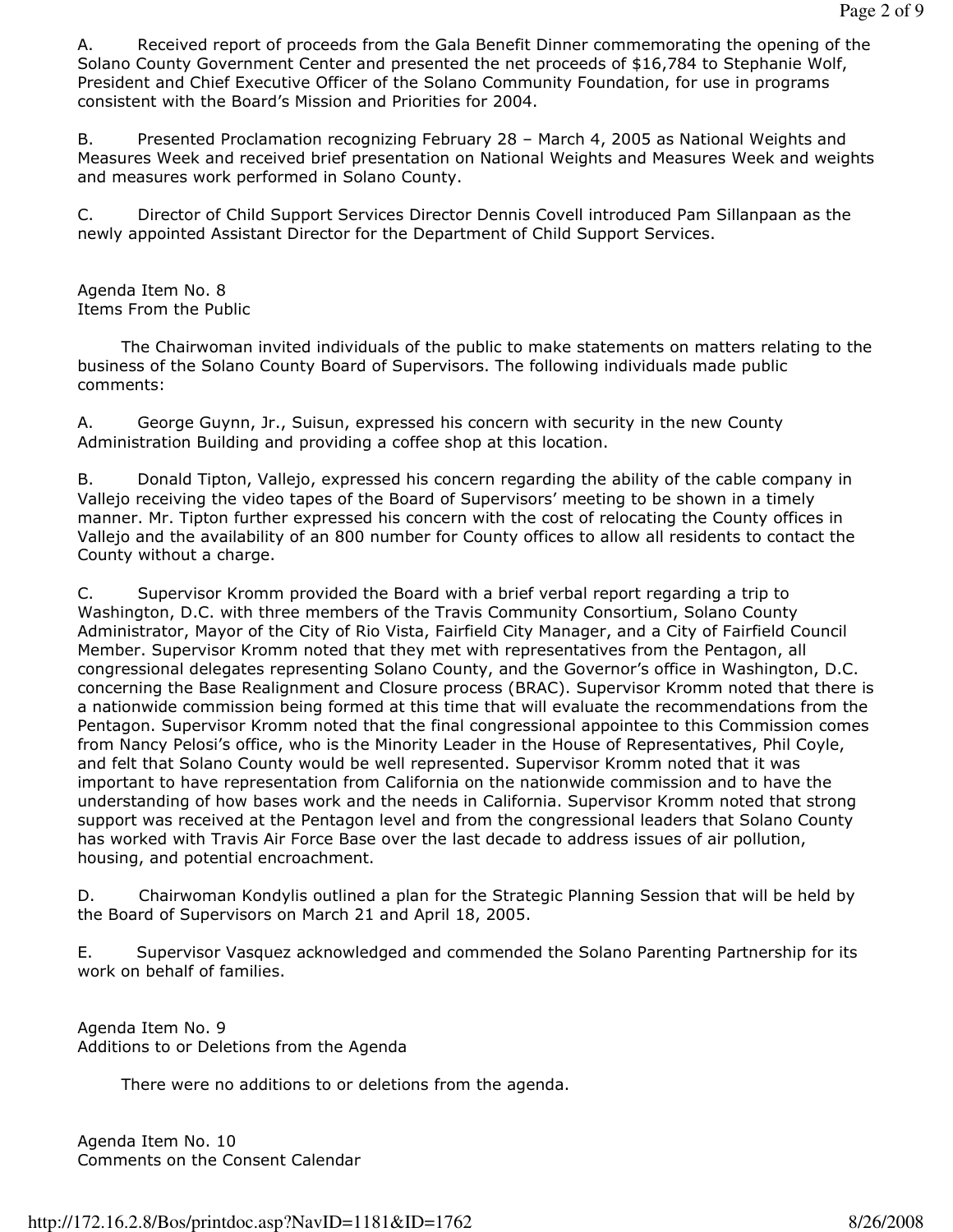A. Received report of proceeds from the Gala Benefit Dinner commemorating the opening of the Solano County Government Center and presented the net proceeds of $16,784 to Stephanie Wolf, President and Chief Executive Officer of the Solano Community Foundation, for use in programs consistent with the Board's Mission and Priorities for 2004.

B. Presented Proclamation recognizing February 28 – March 4, 2005 as National Weights and Measures Week and received brief presentation on National Weights and Measures Week and weights and measures work performed in Solano County.

C. Director of Child Support Services Director Dennis Covell introduced Pam Sillanpaan as the newly appointed Assistant Director for the Department of Child Support Services.

Agenda Item No. 8
Items From the Public

The Chairwoman invited individuals of the public to make statements on matters relating to the business of the Solano County Board of Supervisors. The following individuals made public comments:

A. George Guynn, Jr., Suisun, expressed his concern with security in the new County Administration Building and providing a coffee shop at this location.

B. Donald Tipton, Vallejo, expressed his concern regarding the ability of the cable company in Vallejo receiving the video tapes of the Board of Supervisors' meeting to be shown in a timely manner. Mr. Tipton further expressed his concern with the cost of relocating the County offices in Vallejo and the availability of an 800 number for County offices to allow all residents to contact the County without a charge.

C. Supervisor Kromm provided the Board with a brief verbal report regarding a trip to Washington, D.C. with three members of the Travis Community Consortium, Solano County Administrator, Mayor of the City of Rio Vista, Fairfield City Manager, and a City of Fairfield Council Member. Supervisor Kromm noted that they met with representatives from the Pentagon, all congressional delegates representing Solano County, and the Governor's office in Washington, D.C. concerning the Base Realignment and Closure process (BRAC). Supervisor Kromm noted that there is a nationwide commission being formed at this time that will evaluate the recommendations from the Pentagon. Supervisor Kromm noted that the final congressional appointee to this Commission comes from Nancy Pelosi's office, who is the Minority Leader in the House of Representatives, Phil Coyle, and felt that Solano County would be well represented. Supervisor Kromm noted that it was important to have representation from California on the nationwide commission and to have the understanding of how bases work and the needs in California. Supervisor Kromm noted that strong support was received at the Pentagon level and from the congressional leaders that Solano County has worked with Travis Air Force Base over the last decade to address issues of air pollution, housing, and potential encroachment.

D. Chairwoman Kondylis outlined a plan for the Strategic Planning Session that will be held by the Board of Supervisors on March 21 and April 18, 2005.

E. Supervisor Vasquez acknowledged and commended the Solano Parenting Partnership for its work on behalf of families.

Agenda Item No. 9
Additions to or Deletions from the Agenda

There were no additions to or deletions from the agenda.

Agenda Item No. 10
Comments on the Consent Calendar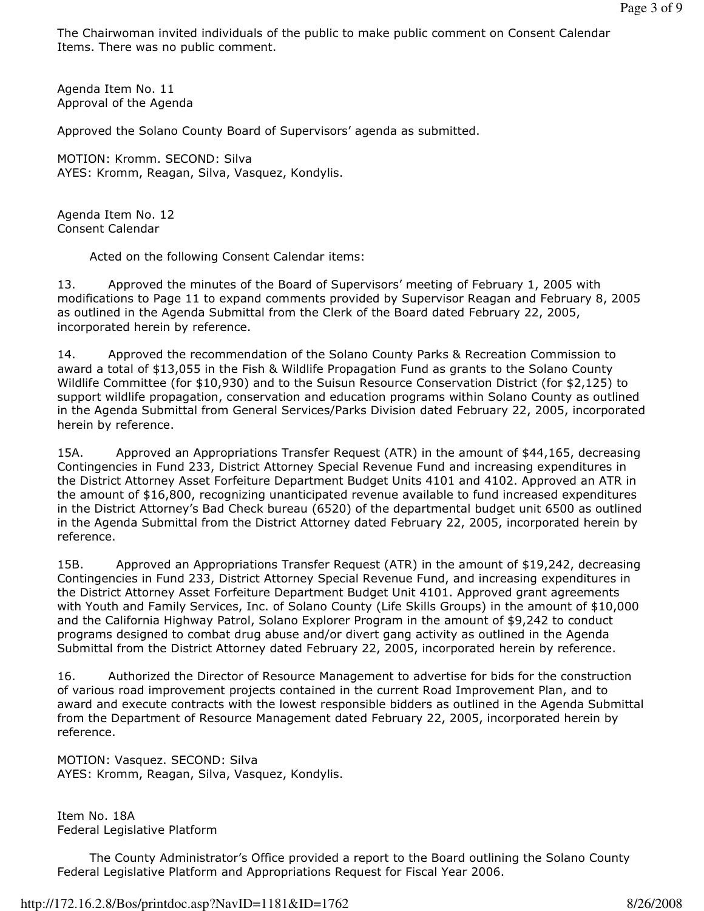The Chairwoman invited individuals of the public to make public comment on Consent Calendar Items. There was no public comment.

Agenda Item No. 11
Approval of the Agenda

Approved the Solano County Board of Supervisors' agenda as submitted.

MOTION: Kromm. SECOND: Silva
AYES: Kromm, Reagan, Silva, Vasquez, Kondylis.

Agenda Item No. 12
Consent Calendar

Acted on the following Consent Calendar items:

13. Approved the minutes of the Board of Supervisors' meeting of February 1, 2005 with modifications to Page 11 to expand comments provided by Supervisor Reagan and February 8, 2005 as outlined in the Agenda Submittal from the Clerk of the Board dated February 22, 2005, incorporated herein by reference.

14. Approved the recommendation of the Solano County Parks & Recreation Commission to award a total of $13,055 in the Fish & Wildlife Propagation Fund as grants to the Solano County Wildlife Committee (for $10,930) and to the Suisun Resource Conservation District (for $2,125) to support wildlife propagation, conservation and education programs within Solano County as outlined in the Agenda Submittal from General Services/Parks Division dated February 22, 2005, incorporated herein by reference.

15A. Approved an Appropriations Transfer Request (ATR) in the amount of $44,165, decreasing Contingencies in Fund 233, District Attorney Special Revenue Fund and increasing expenditures in the District Attorney Asset Forfeiture Department Budget Units 4101 and 4102. Approved an ATR in the amount of $16,800, recognizing unanticipated revenue available to fund increased expenditures in the District Attorney's Bad Check bureau (6520) of the departmental budget unit 6500 as outlined in the Agenda Submittal from the District Attorney dated February 22, 2005, incorporated herein by reference.

15B. Approved an Appropriations Transfer Request (ATR) in the amount of $19,242, decreasing Contingencies in Fund 233, District Attorney Special Revenue Fund, and increasing expenditures in the District Attorney Asset Forfeiture Department Budget Unit 4101. Approved grant agreements with Youth and Family Services, Inc. of Solano County (Life Skills Groups) in the amount of $10,000 and the California Highway Patrol, Solano Explorer Program in the amount of $9,242 to conduct programs designed to combat drug abuse and/or divert gang activity as outlined in the Agenda Submittal from the District Attorney dated February 22, 2005, incorporated herein by reference.

16. Authorized the Director of Resource Management to advertise for bids for the construction of various road improvement projects contained in the current Road Improvement Plan, and to award and execute contracts with the lowest responsible bidders as outlined in the Agenda Submittal from the Department of Resource Management dated February 22, 2005, incorporated herein by reference.

MOTION: Vasquez. SECOND: Silva
AYES: Kromm, Reagan, Silva, Vasquez, Kondylis.

Item No. 18A
Federal Legislative Platform

The County Administrator's Office provided a report to the Board outlining the Solano County Federal Legislative Platform and Appropriations Request for Fiscal Year 2006.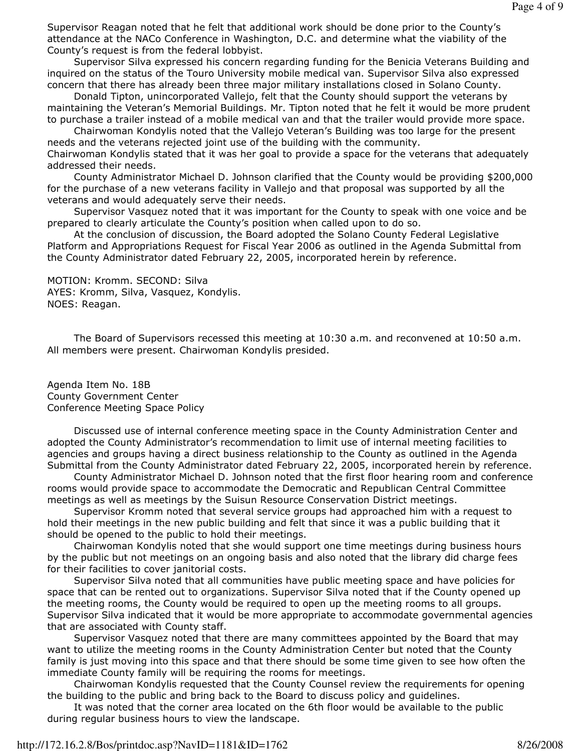Supervisor Reagan noted that he felt that additional work should be done prior to the County's attendance at the NACo Conference in Washington, D.C. and determine what the viability of the County's request is from the federal lobbyist.

Supervisor Silva expressed his concern regarding funding for the Benicia Veterans Building and inquired on the status of the Touro University mobile medical van. Supervisor Silva also expressed concern that there has already been three major military installations closed in Solano County.

Donald Tipton, unincorporated Vallejo, felt that the County should support the veterans by maintaining the Veteran's Memorial Buildings. Mr. Tipton noted that he felt it would be more prudent to purchase a trailer instead of a mobile medical van and that the trailer would provide more space.

Chairwoman Kondylis noted that the Vallejo Veteran's Building was too large for the present needs and the veterans rejected joint use of the building with the community.
Chairwoman Kondylis stated that it was her goal to provide a space for the veterans that adequately addressed their needs.

County Administrator Michael D. Johnson clarified that the County would be providing $200,000 for the purchase of a new veterans facility in Vallejo and that proposal was supported by all the veterans and would adequately serve their needs.

Supervisor Vasquez noted that it was important for the County to speak with one voice and be prepared to clearly articulate the County's position when called upon to do so.

At the conclusion of discussion, the Board adopted the Solano County Federal Legislative Platform and Appropriations Request for Fiscal Year 2006 as outlined in the Agenda Submittal from the County Administrator dated February 22, 2005, incorporated herein by reference.

MOTION: Kromm. SECOND: Silva
AYES: Kromm, Silva, Vasquez, Kondylis.
NOES: Reagan.

The Board of Supervisors recessed this meeting at 10:30 a.m. and reconvened at 10:50 a.m. All members were present. Chairwoman Kondylis presided.

Agenda Item No. 18B
County Government Center
Conference Meeting Space Policy

Discussed use of internal conference meeting space in the County Administration Center and adopted the County Administrator's recommendation to limit use of internal meeting facilities to agencies and groups having a direct business relationship to the County as outlined in the Agenda Submittal from the County Administrator dated February 22, 2005, incorporated herein by reference.

County Administrator Michael D. Johnson noted that the first floor hearing room and conference rooms would provide space to accommodate the Democratic and Republican Central Committee meetings as well as meetings by the Suisun Resource Conservation District meetings.

Supervisor Kromm noted that several service groups had approached him with a request to hold their meetings in the new public building and felt that since it was a public building that it should be opened to the public to hold their meetings.

Chairwoman Kondylis noted that she would support one time meetings during business hours by the public but not meetings on an ongoing basis and also noted that the library did charge fees for their facilities to cover janitorial costs.

Supervisor Silva noted that all communities have public meeting space and have policies for space that can be rented out to organizations. Supervisor Silva noted that if the County opened up the meeting rooms, the County would be required to open up the meeting rooms to all groups. Supervisor Silva indicated that it would be more appropriate to accommodate governmental agencies that are associated with County staff.

Supervisor Vasquez noted that there are many committees appointed by the Board that may want to utilize the meeting rooms in the County Administration Center but noted that the County family is just moving into this space and that there should be some time given to see how often the immediate County family will be requiring the rooms for meetings.

Chairwoman Kondylis requested that the County Counsel review the requirements for opening the building to the public and bring back to the Board to discuss policy and guidelines.

It was noted that the corner area located on the 6th floor would be available to the public during regular business hours to view the landscape.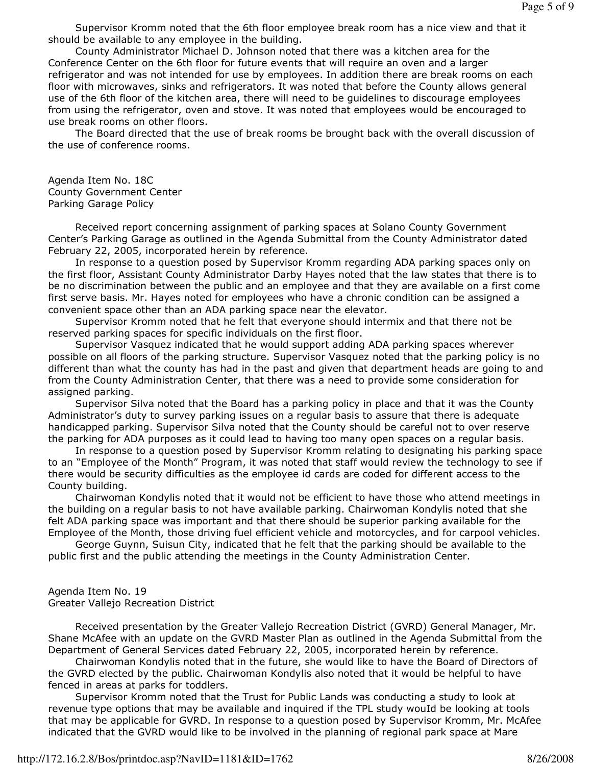Supervisor Kromm noted that the 6th floor employee break room has a nice view and that it should be available to any employee in the building.

County Administrator Michael D. Johnson noted that there was a kitchen area for the Conference Center on the 6th floor for future events that will require an oven and a larger refrigerator and was not intended for use by employees. In addition there are break rooms on each floor with microwaves, sinks and refrigerators. It was noted that before the County allows general use of the 6th floor of the kitchen area, there will need to be guidelines to discourage employees from using the refrigerator, oven and stove. It was noted that employees would be encouraged to use break rooms on other floors.

The Board directed that the use of break rooms be brought back with the overall discussion of the use of conference rooms.

Agenda Item No. 18C
County Government Center
Parking Garage Policy

Received report concerning assignment of parking spaces at Solano County Government Center's Parking Garage as outlined in the Agenda Submittal from the County Administrator dated February 22, 2005, incorporated herein by reference.

In response to a question posed by Supervisor Kromm regarding ADA parking spaces only on the first floor, Assistant County Administrator Darby Hayes noted that the law states that there is to be no discrimination between the public and an employee and that they are available on a first come first serve basis. Mr. Hayes noted for employees who have a chronic condition can be assigned a convenient space other than an ADA parking space near the elevator.

Supervisor Kromm noted that he felt that everyone should intermix and that there not be reserved parking spaces for specific individuals on the first floor.

Supervisor Vasquez indicated that he would support adding ADA parking spaces wherever possible on all floors of the parking structure. Supervisor Vasquez noted that the parking policy is no different than what the county has had in the past and given that department heads are going to and from the County Administration Center, that there was a need to provide some consideration for assigned parking.

Supervisor Silva noted that the Board has a parking policy in place and that it was the County Administrator's duty to survey parking issues on a regular basis to assure that there is adequate handicapped parking. Supervisor Silva noted that the County should be careful not to over reserve the parking for ADA purposes as it could lead to having too many open spaces on a regular basis.

In response to a question posed by Supervisor Kromm relating to designating his parking space to an "Employee of the Month" Program, it was noted that staff would review the technology to see if there would be security difficulties as the employee id cards are coded for different access to the County building.

Chairwoman Kondylis noted that it would not be efficient to have those who attend meetings in the building on a regular basis to not have available parking. Chairwoman Kondylis noted that she felt ADA parking space was important and that there should be superior parking available for the Employee of the Month, those driving fuel efficient vehicle and motorcycles, and for carpool vehicles.

George Guynn, Suisun City, indicated that he felt that the parking should be available to the public first and the public attending the meetings in the County Administration Center.

Agenda Item No. 19
Greater Vallejo Recreation District

Received presentation by the Greater Vallejo Recreation District (GVRD) General Manager, Mr. Shane McAfee with an update on the GVRD Master Plan as outlined in the Agenda Submittal from the Department of General Services dated February 22, 2005, incorporated herein by reference.

Chairwoman Kondylis noted that in the future, she would like to have the Board of Directors of the GVRD elected by the public. Chairwoman Kondylis also noted that it would be helpful to have fenced in areas at parks for toddlers.

Supervisor Kromm noted that the Trust for Public Lands was conducting a study to look at revenue type options that may be available and inquired if the TPL study would be looking at tools that may be applicable for GVRD. In response to a question posed by Supervisor Kromm, Mr. McAfee indicated that the GVRD would like to be involved in the planning of regional park space at Mare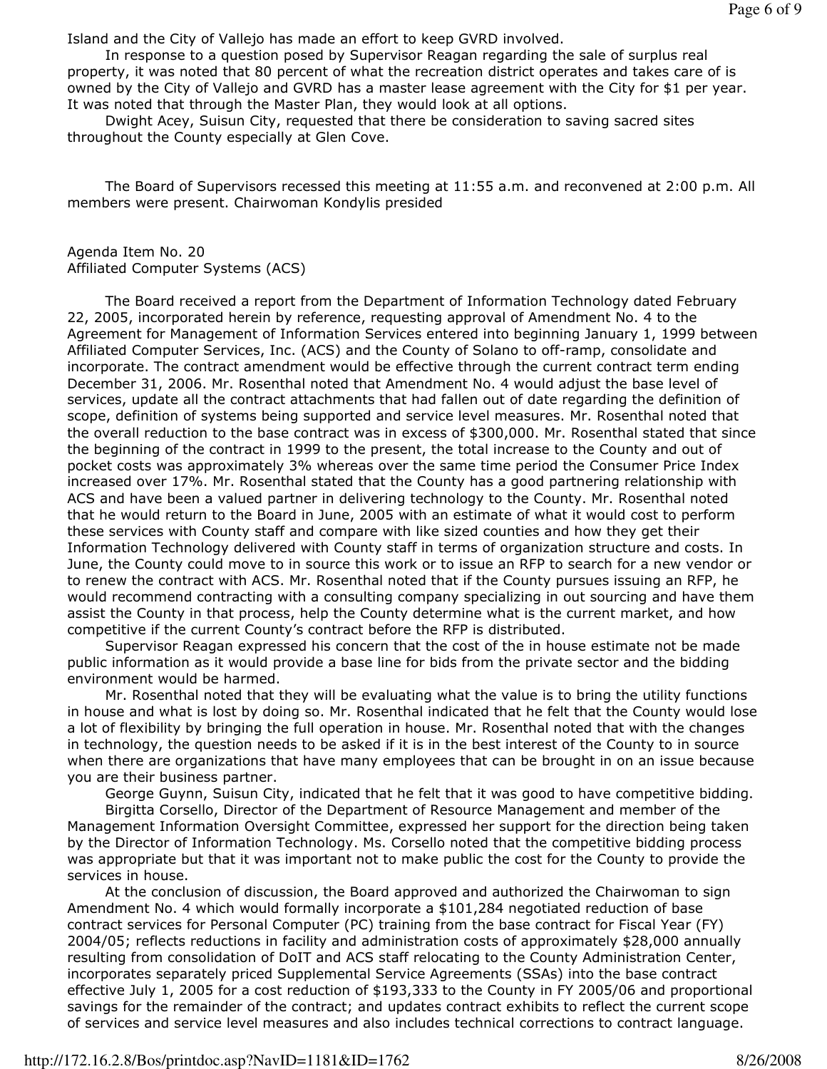Island and the City of Vallejo has made an effort to keep GVRD involved.

In response to a question posed by Supervisor Reagan regarding the sale of surplus real property, it was noted that 80 percent of what the recreation district operates and takes care of is owned by the City of Vallejo and GVRD has a master lease agreement with the City for $1 per year. It was noted that through the Master Plan, they would look at all options.

Dwight Acey, Suisun City, requested that there be consideration to saving sacred sites throughout the County especially at Glen Cove.

The Board of Supervisors recessed this meeting at 11:55 a.m. and reconvened at 2:00 p.m. All members were present. Chairwoman Kondylis presided

Agenda Item No. 20
Affiliated Computer Systems (ACS)

The Board received a report from the Department of Information Technology dated February 22, 2005, incorporated herein by reference, requesting approval of Amendment No. 4 to the Agreement for Management of Information Services entered into beginning January 1, 1999 between Affiliated Computer Services, Inc. (ACS) and the County of Solano to off-ramp, consolidate and incorporate. The contract amendment would be effective through the current contract term ending December 31, 2006. Mr. Rosenthal noted that Amendment No. 4 would adjust the base level of services, update all the contract attachments that had fallen out of date regarding the definition of scope, definition of systems being supported and service level measures. Mr. Rosenthal noted that the overall reduction to the base contract was in excess of $300,000. Mr. Rosenthal stated that since the beginning of the contract in 1999 to the present, the total increase to the County and out of pocket costs was approximately 3% whereas over the same time period the Consumer Price Index increased over 17%. Mr. Rosenthal stated that the County has a good partnering relationship with ACS and have been a valued partner in delivering technology to the County. Mr. Rosenthal noted that he would return to the Board in June, 2005 with an estimate of what it would cost to perform these services with County staff and compare with like sized counties and how they get their Information Technology delivered with County staff in terms of organization structure and costs. In June, the County could move to in source this work or to issue an RFP to search for a new vendor or to renew the contract with ACS. Mr. Rosenthal noted that if the County pursues issuing an RFP, he would recommend contracting with a consulting company specializing in out sourcing and have them assist the County in that process, help the County determine what is the current market, and how competitive if the current County's contract before the RFP is distributed.

Supervisor Reagan expressed his concern that the cost of the in house estimate not be made public information as it would provide a base line for bids from the private sector and the bidding environment would be harmed.

Mr. Rosenthal noted that they will be evaluating what the value is to bring the utility functions in house and what is lost by doing so. Mr. Rosenthal indicated that he felt that the County would lose a lot of flexibility by bringing the full operation in house. Mr. Rosenthal noted that with the changes in technology, the question needs to be asked if it is in the best interest of the County to in source when there are organizations that have many employees that can be brought in on an issue because you are their business partner.

George Guynn, Suisun City, indicated that he felt that it was good to have competitive bidding.

Birgitta Corsello, Director of the Department of Resource Management and member of the Management Information Oversight Committee, expressed her support for the direction being taken by the Director of Information Technology. Ms. Corsello noted that the competitive bidding process was appropriate but that it was important not to make public the cost for the County to provide the services in house.

At the conclusion of discussion, the Board approved and authorized the Chairwoman to sign Amendment No. 4 which would formally incorporate a $101,284 negotiated reduction of base contract services for Personal Computer (PC) training from the base contract for Fiscal Year (FY) 2004/05; reflects reductions in facility and administration costs of approximately $28,000 annually resulting from consolidation of DoIT and ACS staff relocating to the County Administration Center, incorporates separately priced Supplemental Service Agreements (SSAs) into the base contract effective July 1, 2005 for a cost reduction of $193,333 to the County in FY 2005/06 and proportional savings for the remainder of the contract; and updates contract exhibits to reflect the current scope of services and service level measures and also includes technical corrections to contract language.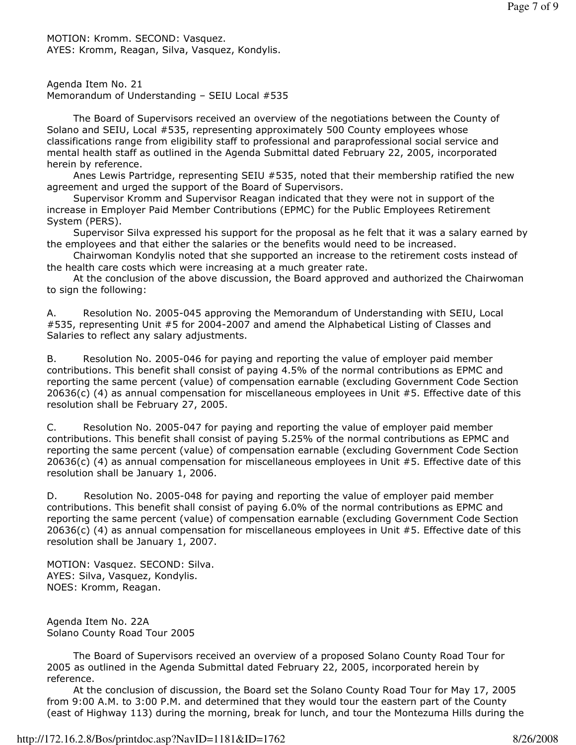MOTION: Kromm. SECOND: Vasquez.
AYES: Kromm, Reagan, Silva, Vasquez, Kondylis.

Agenda Item No. 21
Memorandum of Understanding – SEIU Local #535

The Board of Supervisors received an overview of the negotiations between the County of Solano and SEIU, Local #535, representing approximately 500 County employees whose classifications range from eligibility staff to professional and paraprofessional social service and mental health staff as outlined in the Agenda Submittal dated February 22, 2005, incorporated herein by reference.

Anes Lewis Partridge, representing SEIU #535, noted that their membership ratified the new agreement and urged the support of the Board of Supervisors.

Supervisor Kromm and Supervisor Reagan indicated that they were not in support of the increase in Employer Paid Member Contributions (EPMC) for the Public Employees Retirement System (PERS).

Supervisor Silva expressed his support for the proposal as he felt that it was a salary earned by the employees and that either the salaries or the benefits would need to be increased.

Chairwoman Kondylis noted that she supported an increase to the retirement costs instead of the health care costs which were increasing at a much greater rate.

At the conclusion of the above discussion, the Board approved and authorized the Chairwoman to sign the following:

A. Resolution No. 2005-045 approving the Memorandum of Understanding with SEIU, Local #535, representing Unit #5 for 2004-2007 and amend the Alphabetical Listing of Classes and Salaries to reflect any salary adjustments.

B. Resolution No. 2005-046 for paying and reporting the value of employer paid member contributions. This benefit shall consist of paying 4.5% of the normal contributions as EPMC and reporting the same percent (value) of compensation earnable (excluding Government Code Section 20636(c) (4) as annual compensation for miscellaneous employees in Unit #5. Effective date of this resolution shall be February 27, 2005.

C. Resolution No. 2005-047 for paying and reporting the value of employer paid member contributions. This benefit shall consist of paying 5.25% of the normal contributions as EPMC and reporting the same percent (value) of compensation earnable (excluding Government Code Section 20636(c) (4) as annual compensation for miscellaneous employees in Unit #5. Effective date of this resolution shall be January 1, 2006.

D. Resolution No. 2005-048 for paying and reporting the value of employer paid member contributions. This benefit shall consist of paying 6.0% of the normal contributions as EPMC and reporting the same percent (value) of compensation earnable (excluding Government Code Section 20636(c) (4) as annual compensation for miscellaneous employees in Unit #5. Effective date of this resolution shall be January 1, 2007.

MOTION: Vasquez. SECOND: Silva.
AYES: Silva, Vasquez, Kondylis.
NOES: Kromm, Reagan.

Agenda Item No. 22A
Solano County Road Tour 2005

The Board of Supervisors received an overview of a proposed Solano County Road Tour for 2005 as outlined in the Agenda Submittal dated February 22, 2005, incorporated herein by reference.

At the conclusion of discussion, the Board set the Solano County Road Tour for May 17, 2005 from 9:00 A.M. to 3:00 P.M. and determined that they would tour the eastern part of the County (east of Highway 113) during the morning, break for lunch, and tour the Montezuma Hills during the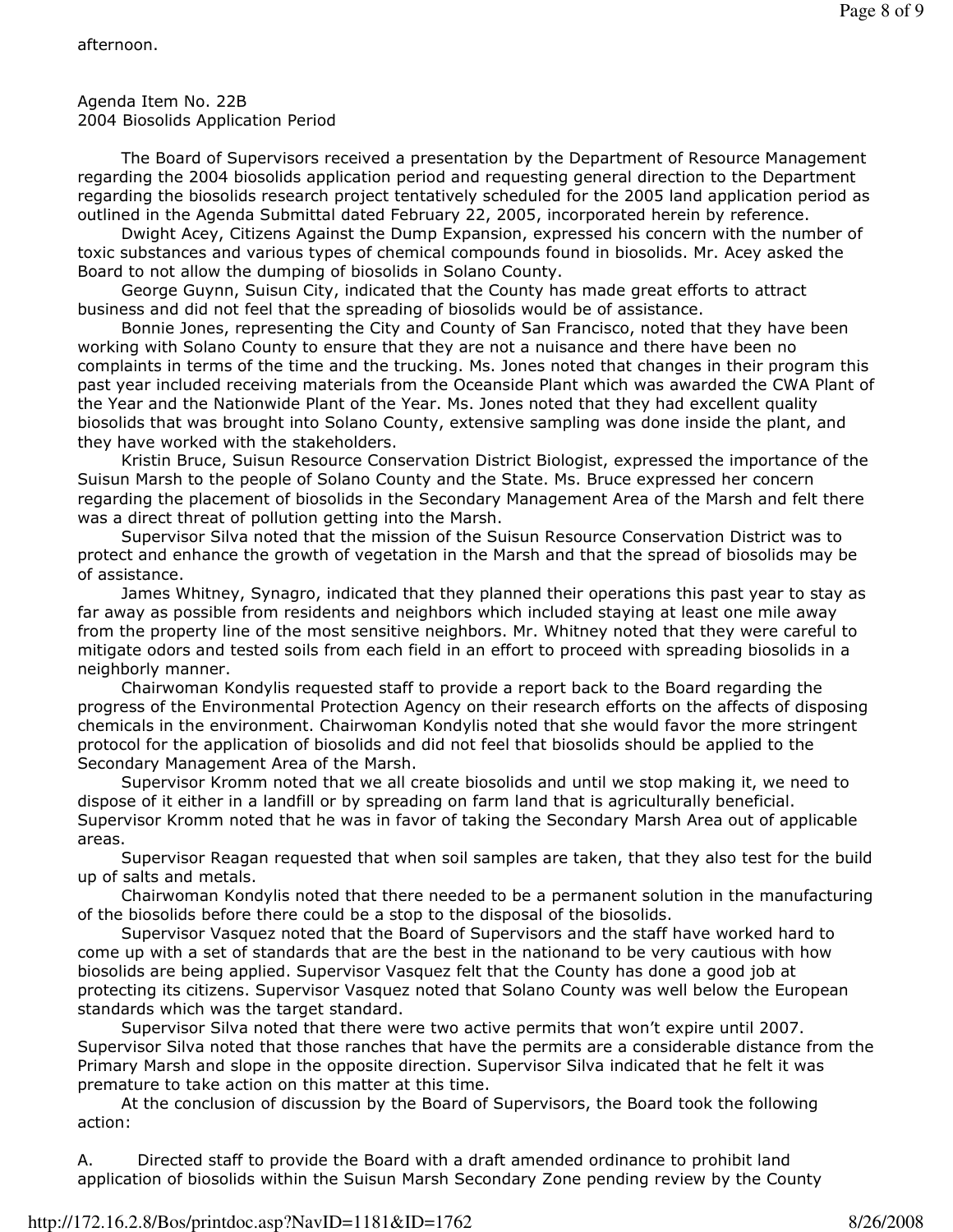afternoon.

Agenda Item No. 22B
2004 Biosolids Application Period

The Board of Supervisors received a presentation by the Department of Resource Management regarding the 2004 biosolids application period and requesting general direction to the Department regarding the biosolids research project tentatively scheduled for the 2005 land application period as outlined in the Agenda Submittal dated February 22, 2005, incorporated herein by reference.

Dwight Acey, Citizens Against the Dump Expansion, expressed his concern with the number of toxic substances and various types of chemical compounds found in biosolids. Mr. Acey asked the Board to not allow the dumping of biosolids in Solano County.

George Guynn, Suisun City, indicated that the County has made great efforts to attract business and did not feel that the spreading of biosolids would be of assistance.

Bonnie Jones, representing the City and County of San Francisco, noted that they have been working with Solano County to ensure that they are not a nuisance and there have been no complaints in terms of the time and the trucking. Ms. Jones noted that changes in their program this past year included receiving materials from the Oceanside Plant which was awarded the CWA Plant of the Year and the Nationwide Plant of the Year. Ms. Jones noted that they had excellent quality biosolids that was brought into Solano County, extensive sampling was done inside the plant, and they have worked with the stakeholders.

Kristin Bruce, Suisun Resource Conservation District Biologist, expressed the importance of the Suisun Marsh to the people of Solano County and the State. Ms. Bruce expressed her concern regarding the placement of biosolids in the Secondary Management Area of the Marsh and felt there was a direct threat of pollution getting into the Marsh.

Supervisor Silva noted that the mission of the Suisun Resource Conservation District was to protect and enhance the growth of vegetation in the Marsh and that the spread of biosolids may be of assistance.

James Whitney, Synagro, indicated that they planned their operations this past year to stay as far away as possible from residents and neighbors which included staying at least one mile away from the property line of the most sensitive neighbors. Mr. Whitney noted that they were careful to mitigate odors and tested soils from each field in an effort to proceed with spreading biosolids in a neighborly manner.

Chairwoman Kondylis requested staff to provide a report back to the Board regarding the progress of the Environmental Protection Agency on their research efforts on the affects of disposing chemicals in the environment. Chairwoman Kondylis noted that she would favor the more stringent protocol for the application of biosolids and did not feel that biosolids should be applied to the Secondary Management Area of the Marsh.

Supervisor Kromm noted that we all create biosolids and until we stop making it, we need to dispose of it either in a landfill or by spreading on farm land that is agriculturally beneficial. Supervisor Kromm noted that he was in favor of taking the Secondary Marsh Area out of applicable areas.

Supervisor Reagan requested that when soil samples are taken, that they also test for the build up of salts and metals.

Chairwoman Kondylis noted that there needed to be a permanent solution in the manufacturing of the biosolids before there could be a stop to the disposal of the biosolids.

Supervisor Vasquez noted that the Board of Supervisors and the staff have worked hard to come up with a set of standards that are the best in the nationand to be very cautious with how biosolids are being applied. Supervisor Vasquez felt that the County has done a good job at protecting its citizens. Supervisor Vasquez noted that Solano County was well below the European standards which was the target standard.

Supervisor Silva noted that there were two active permits that won't expire until 2007. Supervisor Silva noted that those ranches that have the permits are a considerable distance from the Primary Marsh and slope in the opposite direction. Supervisor Silva indicated that he felt it was premature to take action on this matter at this time.

At the conclusion of discussion by the Board of Supervisors, the Board took the following action:

A. Directed staff to provide the Board with a draft amended ordinance to prohibit land application of biosolids within the Suisun Marsh Secondary Zone pending review by the County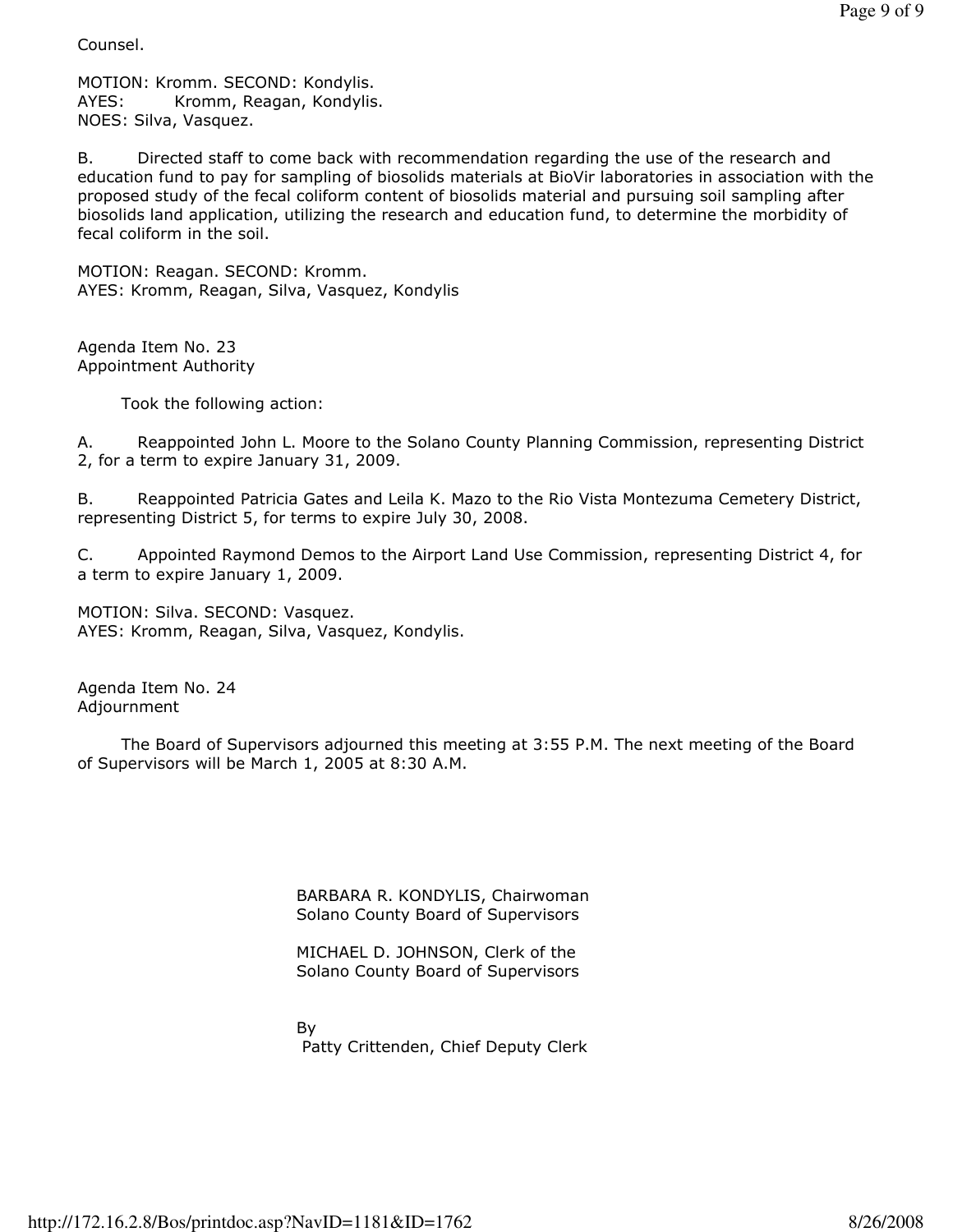Counsel.

MOTION: Kromm. SECOND: Kondylis.
AYES: Kromm, Reagan, Kondylis.
NOES: Silva, Vasquez.

B. Directed staff to come back with recommendation regarding the use of the research and education fund to pay for sampling of biosolids materials at BioVir laboratories in association with the proposed study of the fecal coliform content of biosolids material and pursuing soil sampling after biosolids land application, utilizing the research and education fund, to determine the morbidity of fecal coliform in the soil.

MOTION: Reagan. SECOND: Kromm.
AYES: Kromm, Reagan, Silva, Vasquez, Kondylis

Agenda Item No. 23
Appointment Authority

Took the following action:

A. Reappointed John L. Moore to the Solano County Planning Commission, representing District 2, for a term to expire January 31, 2009.

B. Reappointed Patricia Gates and Leila K. Mazo to the Rio Vista Montezuma Cemetery District, representing District 5, for terms to expire July 30, 2008.

C. Appointed Raymond Demos to the Airport Land Use Commission, representing District 4, for a term to expire January 1, 2009.

MOTION: Silva. SECOND: Vasquez.
AYES: Kromm, Reagan, Silva, Vasquez, Kondylis.

Agenda Item No. 24
Adjournment

The Board of Supervisors adjourned this meeting at 3:55 P.M. The next meeting of the Board of Supervisors will be March 1, 2005 at 8:30 A.M.

BARBARA R. KONDYLIS, Chairwoman
Solano County Board of Supervisors

MICHAEL D. JOHNSON, Clerk of the
Solano County Board of Supervisors

By
Patty Crittenden, Chief Deputy Clerk